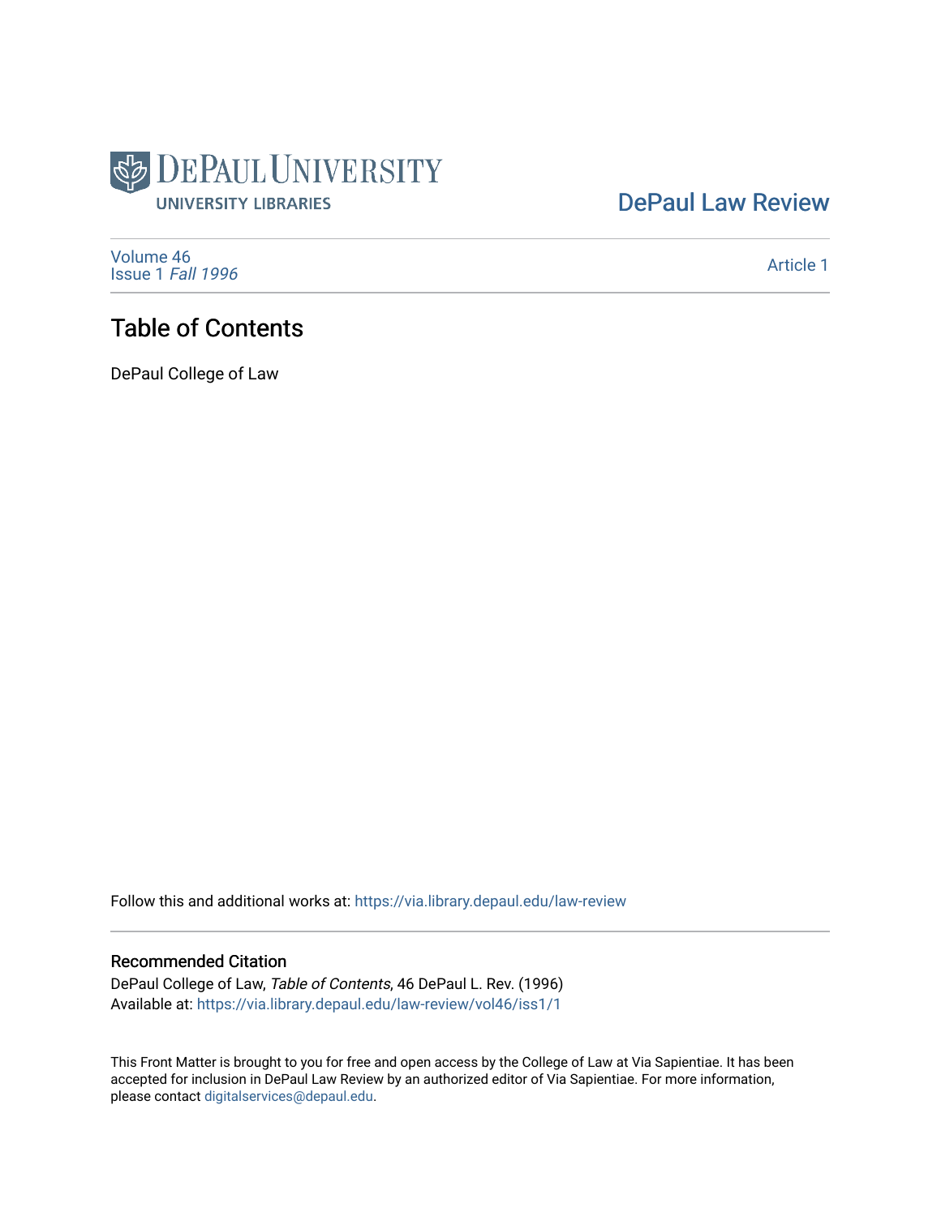DePaul University
UNIVERSITY LIBRARIES

DePaul Law Review

Volume 46
Issue 1 *Fall 1996*

Article 1

# Table of Contents

DePaul College of Law

Follow this and additional works at: https://via.library.depaul.edu/law-review

## Recommended Citation

DePaul College of Law, *Table of Contents*, 46 DePaul L. Rev. (1996)
Available at: https://via.library.depaul.edu/law-review/vol46/iss1/1

This Front Matter is brought to you for free and open access by the College of Law at Via Sapientiae. It has been accepted for inclusion in DePaul Law Review by an authorized editor of Via Sapientiae. For more information, please contact digitalservices@depaul.edu.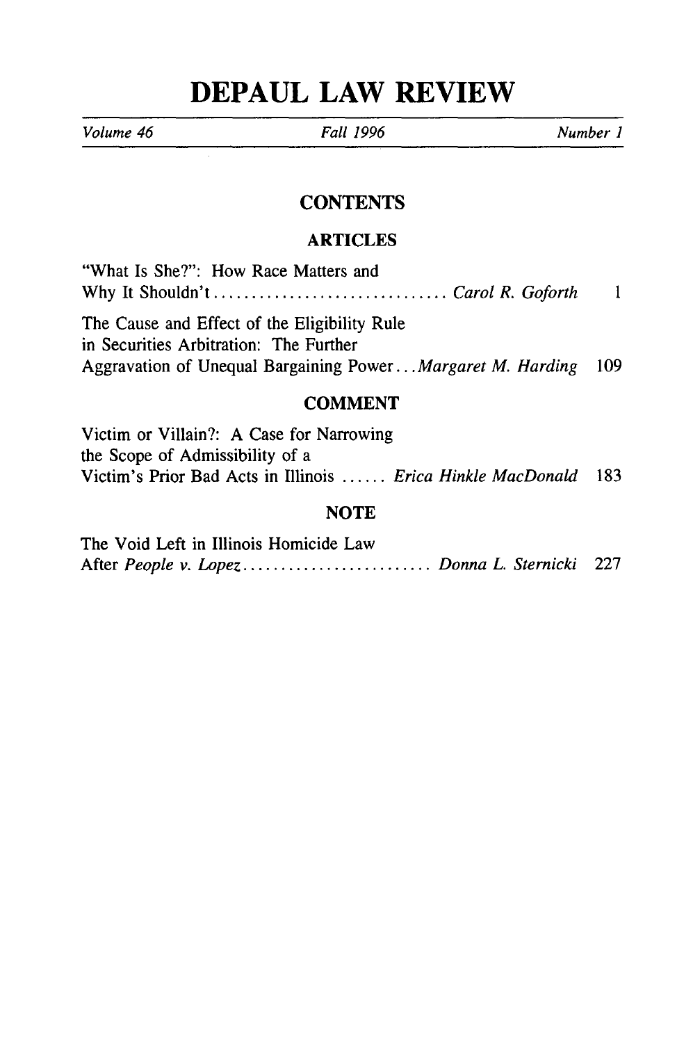# DEPAUL LAW REVIEW

*Volume 46* *Fall 1996* *Number 1*

## CONTENTS

### ARTICLES

"What Is She?": How Race Matters and Why It Shouldn't ............................... *Carol R. Goforth* 1

The Cause and Effect of the Eligibility Rule in Securities Arbitration: The Further Aggravation of Unequal Bargaining Power... *Margaret M. Harding* 109

### COMMENT

Victim or Villain?: A Case for Narrowing the Scope of Admissibility of a Victim's Prior Bad Acts in Illinois ...... *Erica Hinkle MacDonald* 183

### NOTE

The Void Left in Illinois Homicide Law After *People v. Lopez*......................... *Donna L. Sternicki* 227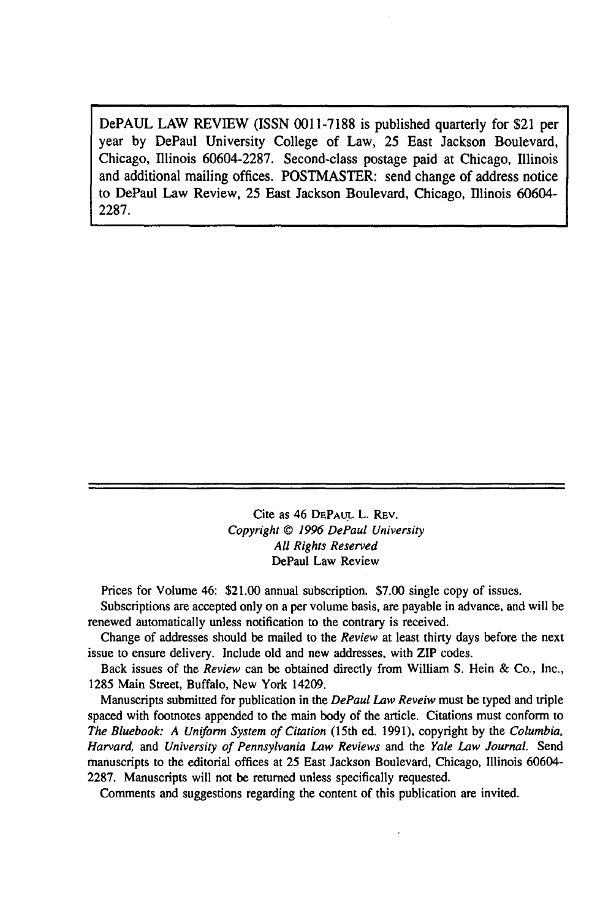DePAUL LAW REVIEW (ISSN 0011-7188 is published quarterly for $21 per year by DePaul University College of Law, 25 East Jackson Boulevard, Chicago, Illinois 60604-2287. Second-class postage paid at Chicago, Illinois and additional mailing offices. POSTMASTER: send change of address notice to DePaul Law Review, 25 East Jackson Boulevard, Chicago, Illinois 60604-2287.

---

Cite as 46 DEPAUL L. REV.
*Copyright © 1996 DePaul University*
*All Rights Reserved*
DePaul Law Review

Prices for Volume 46: $21.00 annual subscription. $7.00 single copy of issues.

Subscriptions are accepted only on a per volume basis, are payable in advance, and will be renewed automatically unless notification to the contrary is received.

Change of addresses should be mailed to the *Review* at least thirty days before the next issue to ensure delivery. Include old and new addresses, with ZIP codes.

Back issues of the *Review* can be obtained directly from William S. Hein & Co., Inc., 1285 Main Street, Buffalo, New York 14209.

Manuscripts submitted for publication in the *DePaul Law Reveiw* must be typed and triple spaced with footnotes appended to the main body of the article. Citations must conform to *The Bluebook: A Uniform System of Citation* (15th ed. 1991), copyright by the *Columbia, Harvard,* and *University of Pennsylvania Law Reviews* and the *Yale Law Journal.* Send manuscripts to the editorial offices at 25 East Jackson Boulevard, Chicago, Illinois 60604-2287. Manuscripts will not be returned unless specifically requested.

Comments and suggestions regarding the content of this publication are invited.